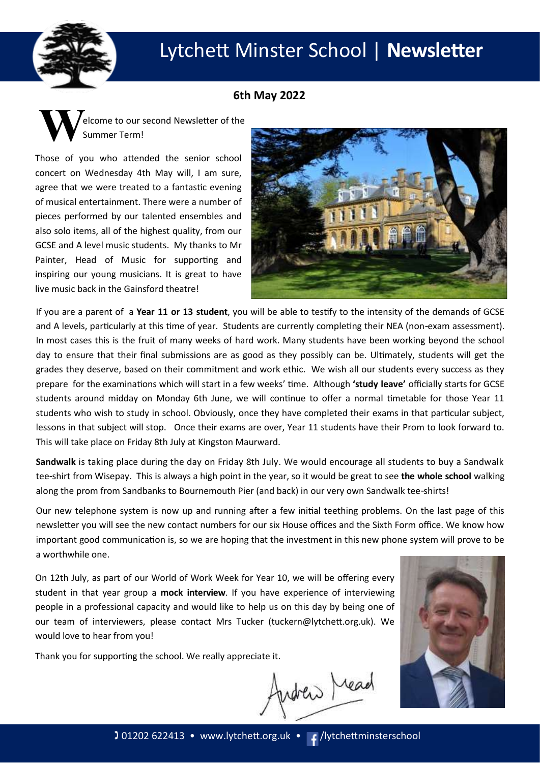# Lytchett Minster School | **Newsletter**

**6th May 2022**

Welcome to our second Newsletter of the Summer Term!

Those of you who attended the senior school concert on Wednesday 4th May will, I am sure, agree that we were treated to a fantastic evening of musical entertainment. There were a number of pieces performed by our talented ensembles and also solo items, all of the highest quality, from our GCSE and A level music students. My thanks to Mr Painter, Head of Music for supporting and inspiring our young musicians. It is great to have live music back in the Gainsford theatre!

If you are a parent of a **Year 11 or 13 student**, you will be able to testify to the intensity of the demands of GCSE and A levels, particularly at this time of year. Students are currently completing their NEA (non-exam assessment). In most cases this is the fruit of many weeks of hard work. Many students have been working beyond the school day to ensure that their final submissions are as good as they possibly can be. Ultimately, students will get the grades they deserve, based on their commitment and work ethic. We wish all our students every success as they prepare for the examinations which will start in a few weeks' time. Although **'study leave'** officially starts for GCSE students around midday on Monday 6th June, we will continue to offer a normal timetable for those Year 11 students who wish to study in school. Obviously, once they have completed their exams in that particular subject, lessons in that subject will stop. Once their exams are over, Year 11 students have their Prom to look forward to. This will take place on Friday 8th July at Kingston Maurward.

**Sandwalk** is taking place during the day on Friday 8th July. We would encourage all students to buy a Sandwalk tee-shirt from Wisepay. This is always a high point in the year, so it would be great to see **the whole school** walking along the prom from Sandbanks to Bournemouth Pier (and back) in our very own Sandwalk tee-shirts!

Our new telephone system is now up and running after a few initial teething problems. On the last page of this newsletter you will see the new contact numbers for our six House offices and the Sixth Form office. We know how important good communication is, so we are hoping that the investment in this new phone system will prove to be a worthwhile one.

On 12th July, as part of our World of Work Week for Year 10, we will be offering every student in that year group a **mock interview**. If you have experience of interviewing people in a professional capacity and would like to help us on this day by being one of our team of interviewers, please contact Mrs Tucker (tuckern@lytchett.org.uk). We would love to hear from you!

Thank you for supporting the school. We really appreciate it.

Andrew Mead

01202 622413 • www.lytchett.org.uk • /lytchettminsterschool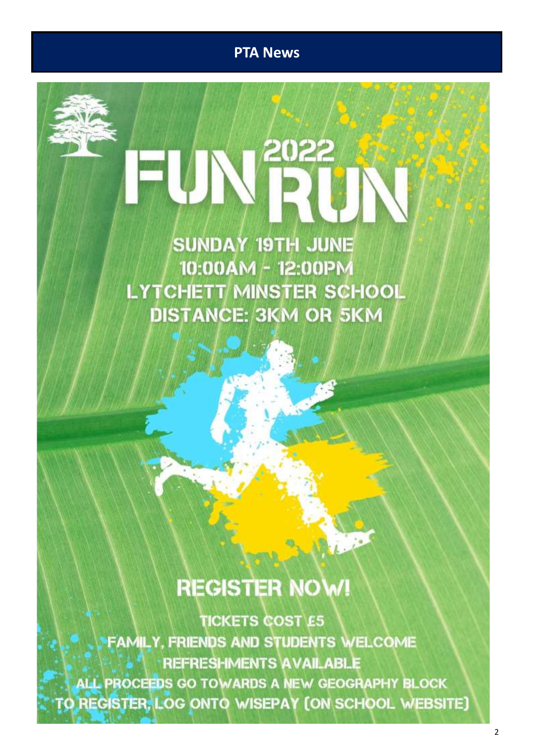## PTA News

# FUN RUN 2022

**SUNDAY 19TH JUNE**
**10:00AM - 12:00PM**
**LYTCHETT MINSTER SCHOOL**
**DISTANCE: 3KM OR 5KM**

## REGISTER NOW!

TICKETS COST £5
FAMILY, FRIENDS AND STUDENTS WELCOME
REFRESHMENTS AVAILABLE
ALL PROCEEDS GO TOWARDS A NEW GEOGRAPHY BLOCK
TO REGISTER, LOG ONTO WISEPAY (ON SCHOOL WEBSITE)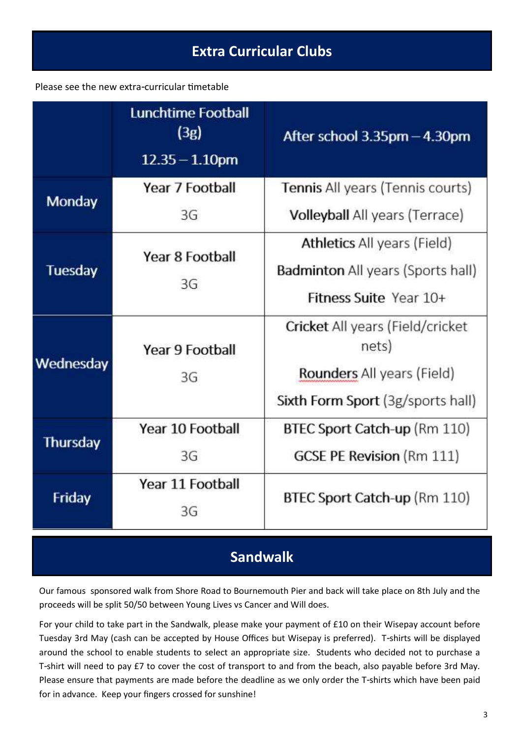## Extra Curricular Clubs

Please see the new extra-curricular timetable

| | Lunchtime Football (3g) 12.35 – 1.10pm | After school 3.35pm – 4.30pm |
|---|---|---|
| Monday | Year 7 Football<br>3G | **Tennis** All years (Tennis courts)<br>**Volleyball** All years (Terrace) |
| Tuesday | Year 8 Football<br>3G | **Athletics** All years (Field)<br>**Badminton** All years (Sports hall)<br>**Fitness Suite** Year 10+ |
| Wednesday | Year 9 Football<br>3G | **Cricket** All years (Field/cricket nets)<br>**Rounders** All years (Field)<br>**Sixth Form Sport** (3g/sports hall) |
| Thursday | Year 10 Football<br>3G | **BTEC Sport Catch-up** (Rm 110)<br>**GCSE PE Revision** (Rm 111) |
| Friday | Year 11 Football<br>3G | **BTEC Sport Catch-up** (Rm 110) |

## Sandwalk

Our famous sponsored walk from Shore Road to Bournemouth Pier and back will take place on 8th July and the proceeds will be split 50/50 between Young Lives vs Cancer and Will does.

For your child to take part in the Sandwalk, please make your payment of £10 on their Wisepay account before Tuesday 3rd May (cash can be accepted by House Offices but Wisepay is preferred). T-shirts will be displayed around the school to enable students to select an appropriate size. Students who decided not to purchase a T-shirt will need to pay £7 to cover the cost of transport to and from the beach, also payable before 3rd May. Please ensure that payments are made before the deadline as we only order the T-shirts which have been paid for in advance. Keep your fingers crossed for sunshine!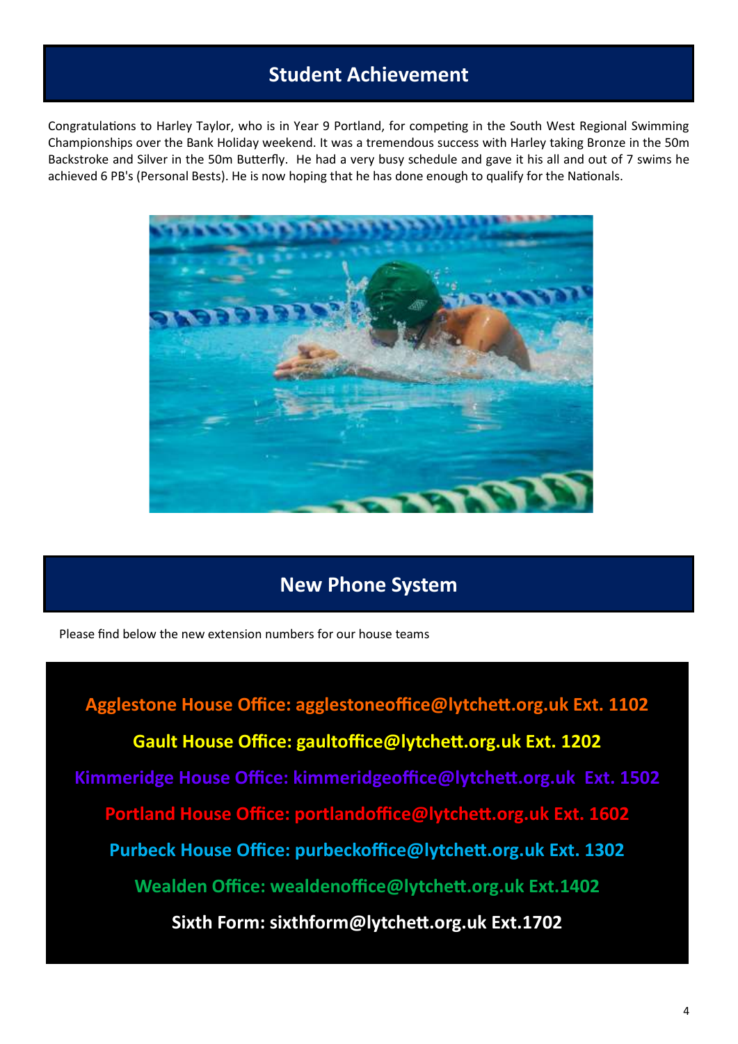## Student Achievement

Congratulations to Harley Taylor, who is in Year 9 Portland, for competing in the South West Regional Swimming Championships over the Bank Holiday weekend. It was a tremendous success with Harley taking Bronze in the 50m Backstroke and Silver in the 50m Butterfly. He had a very busy schedule and gave it his all and out of 7 swims he achieved 6 PB's (Personal Bests). He is now hoping that he has done enough to qualify for the Nationals.

## New Phone System

Please find below the new extension numbers for our house teams

**Agglestone House Office: agglestoneoffice@lytchett.org.uk Ext. 1102**

**Gault House Office: gaultoffice@lytchett.org.uk Ext. 1202**

**Kimmeridge House Office: kimmeridgeoffice@lytchett.org.uk Ext. 1502**

**Portland House Office: portlandoffice@lytchett.org.uk Ext. 1602**

**Purbeck House Office: purbeckoffice@lytchett.org.uk Ext. 1302**

**Wealden Office: wealdenoffice@lytchett.org.uk Ext.1402**

**Sixth Form: sixthform@lytchett.org.uk Ext.1702**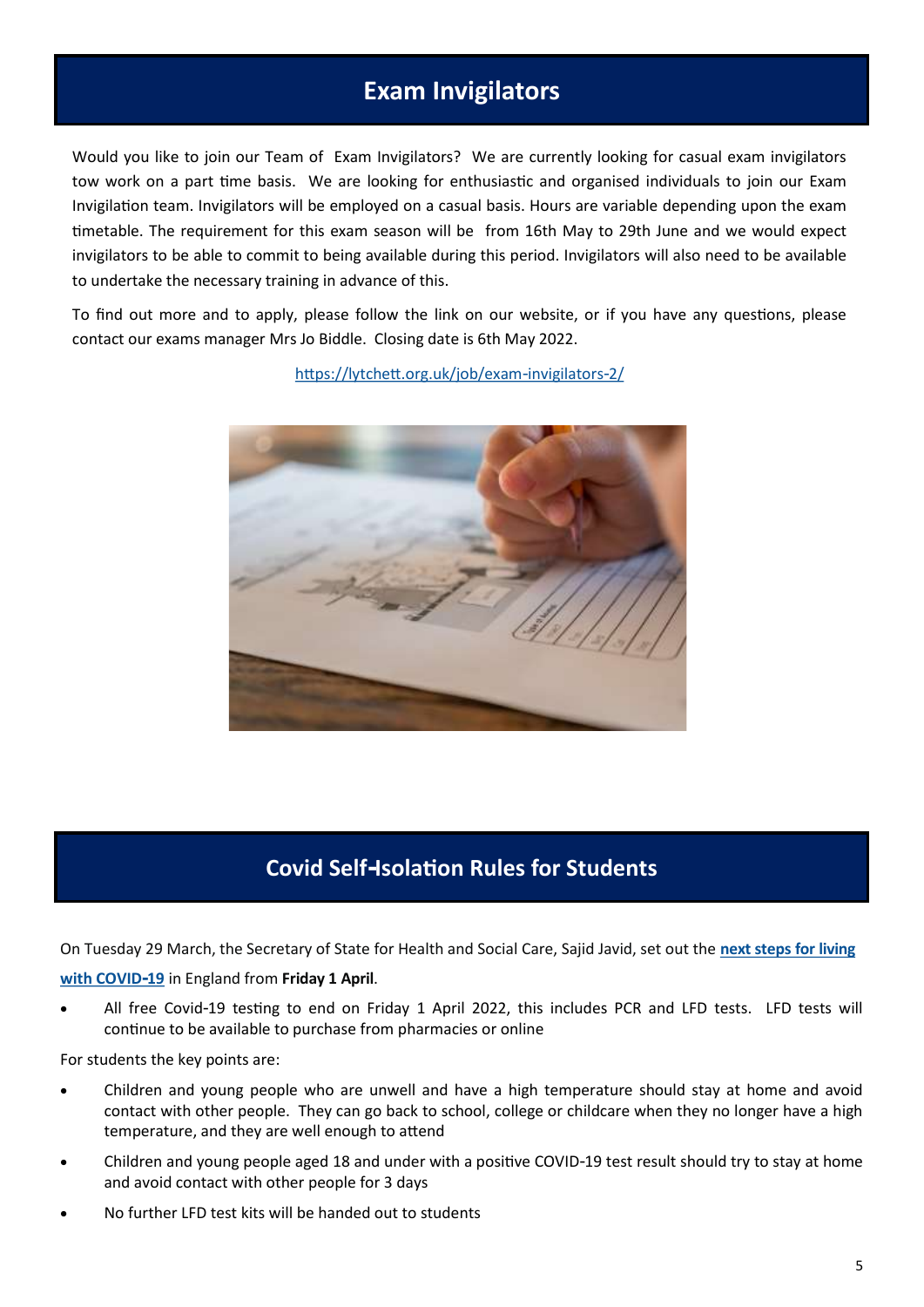## Exam Invigilators

Would you like to join our Team of Exam Invigilators? We are currently looking for casual exam invigilators tow work on a part time basis. We are looking for enthusiastic and organised individuals to join our Exam Invigilation team. Invigilators will be employed on a casual basis. Hours are variable depending upon the exam timetable. The requirement for this exam season will be from 16th May to 29th June and we would expect invigilators to be able to commit to being available during this period. Invigilators will also need to be available to undertake the necessary training in advance of this.

To find out more and to apply, please follow the link on our website, or if you have any questions, please contact our exams manager Mrs Jo Biddle. Closing date is 6th May 2022.

https://lytchett.org.uk/job/exam-invigilators-2/

## Covid Self-Isolation Rules for Students

On Tuesday 29 March, the Secretary of State for Health and Social Care, Sajid Javid, set out the **next steps for living with COVID-19** in England from **Friday 1 April**.

- All free Covid-19 testing to end on Friday 1 April 2022, this includes PCR and LFD tests. LFD tests will continue to be available to purchase from pharmacies or online

For students the key points are:

- Children and young people who are unwell and have a high temperature should stay at home and avoid contact with other people. They can go back to school, college or childcare when they no longer have a high temperature, and they are well enough to attend
- Children and young people aged 18 and under with a positive COVID-19 test result should try to stay at home and avoid contact with other people for 3 days
- No further LFD test kits will be handed out to students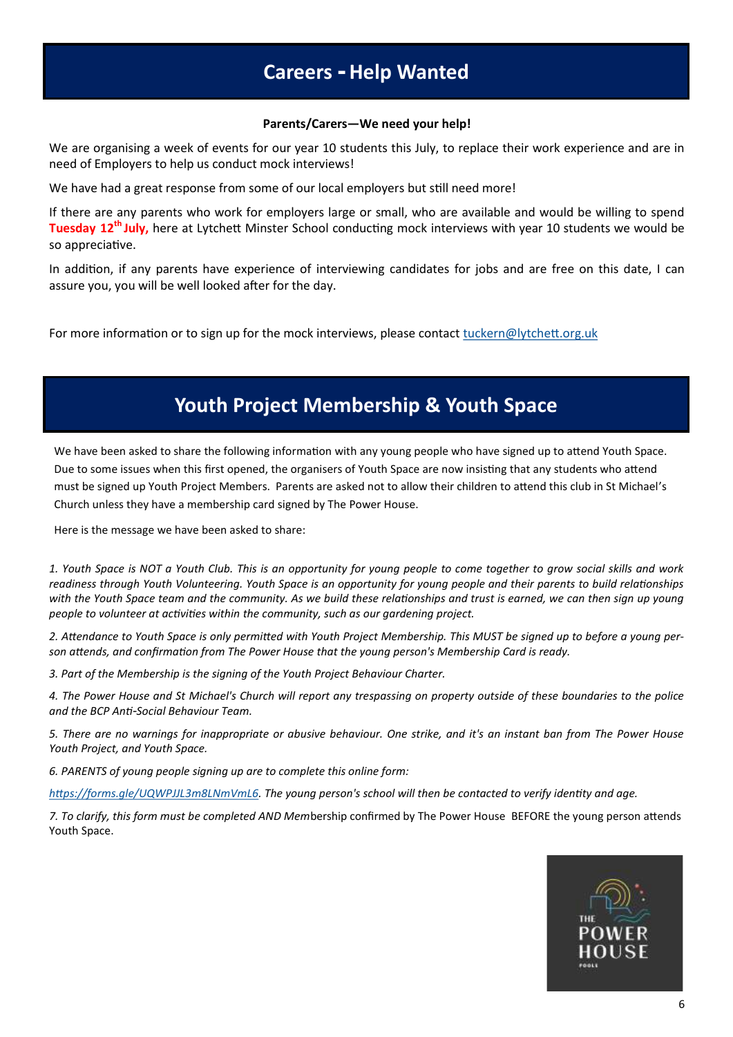## Careers - Help Wanted

**Parents/Carers—We need your help!**

We are organising a week of events for our year 10 students this July, to replace their work experience and are in need of Employers to help us conduct mock interviews!

We have had a great response from some of our local employers but still need more!

If there are any parents who work for employers large or small, who are available and would be willing to spend **Tuesday 12th July,** here at Lytchett Minster School conducting mock interviews with year 10 students we would be so appreciative.

In addition, if any parents have experience of interviewing candidates for jobs and are free on this date, I can assure you, you will be well looked after for the day.

For more information or to sign up for the mock interviews, please contact tuckern@lytchett.org.uk

## Youth Project Membership & Youth Space

We have been asked to share the following information with any young people who have signed up to attend Youth Space. Due to some issues when this first opened, the organisers of Youth Space are now insisting that any students who attend must be signed up Youth Project Members. Parents are asked not to allow their children to attend this club in St Michael's Church unless they have a membership card signed by The Power House.

Here is the message we have been asked to share:

*1. Youth Space is NOT a Youth Club. This is an opportunity for young people to come together to grow social skills and work readiness through Youth Volunteering. Youth Space is an opportunity for young people and their parents to build relationships with the Youth Space team and the community. As we build these relationships and trust is earned, we can then sign up young people to volunteer at activities within the community, such as our gardening project.*

*2. Attendance to Youth Space is only permitted with Youth Project Membership. This MUST be signed up to before a young person attends, and confirmation from The Power House that the young person's Membership Card is ready.*

*3. Part of the Membership is the signing of the Youth Project Behaviour Charter.*

*4. The Power House and St Michael's Church will report any trespassing on property outside of these boundaries to the police and the BCP Anti-Social Behaviour Team.*

*5. There are no warnings for inappropriate or abusive behaviour. One strike, and it's an instant ban from The Power House Youth Project, and Youth Space.*

*6. PARENTS of young people signing up are to complete this online form:*

*https://forms.gle/UQWPJJL3m8LNmVmL6. The young person's school will then be contacted to verify identity and age.*

*7. To clarify, this form must be completed AND Mem*bership confirmed by The Power House BEFORE the young person attends Youth Space.

THE POWER HOUSE POOLE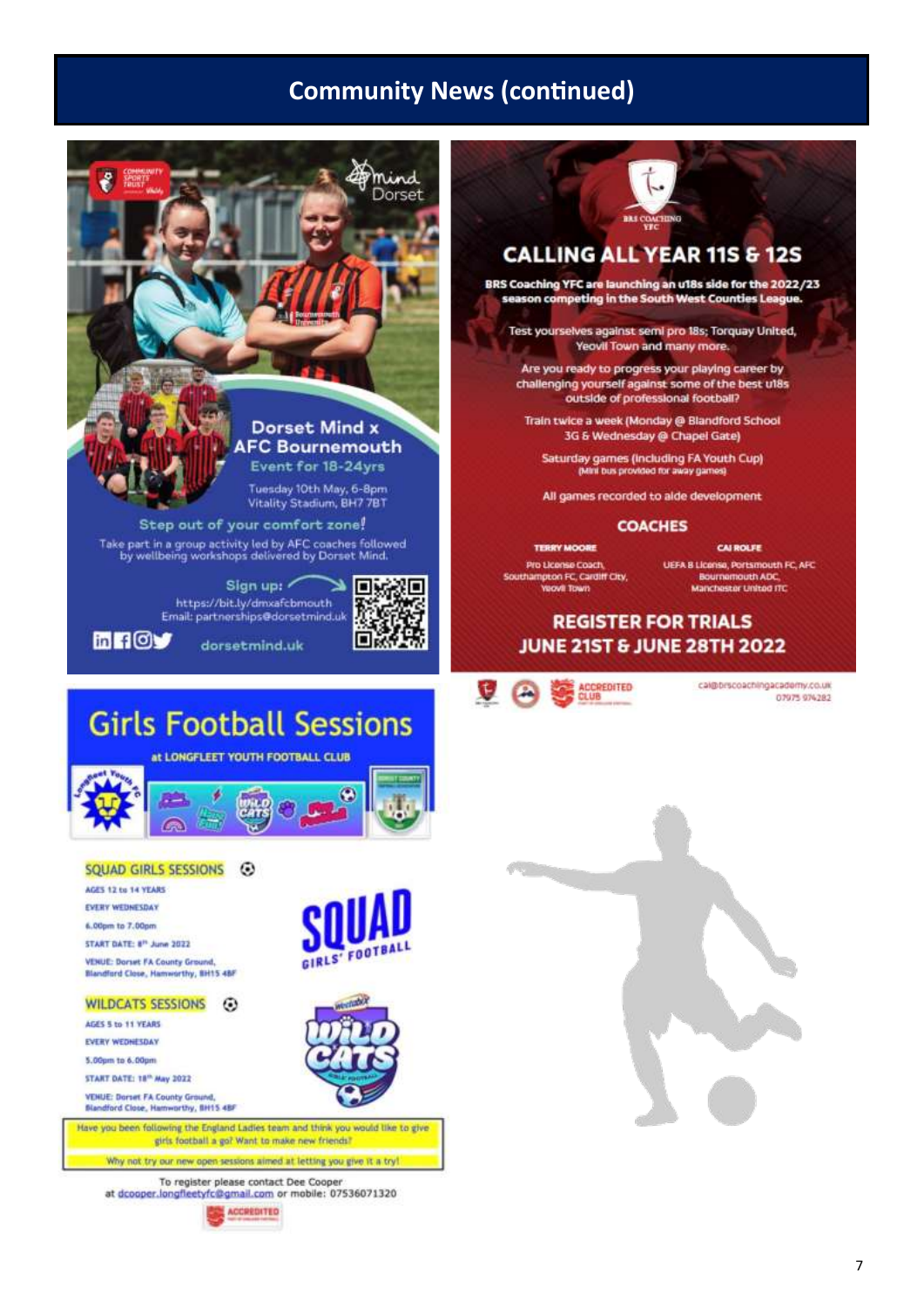# Community News (continued)

## Dorset Mind x AFC Bournemouth

**Event for 18-24yrs**

Tuesday 10th May, 6-8pm
Vitality Stadium, BH7 7BT

**Step out of your comfort zone!**

Take part in a group activity led by AFC coaches followed by wellbeing workshops delivered by Dorset Mind.

**Sign up:**
https://bit.ly/dmxafcbmouth
Email: partnerships@dorsetmind.uk

dorsetmind.uk

## CALLING ALL YEAR 11S & 12S

**BRS Coaching YFC are launching an u18s side for the 2022/23 season competing in the South West Counties League.**

Test yourselves against semi pro 18s; Torquay United, Yeovil Town and many more.

Are you ready to progress your playing career by challenging yourself against some of the best u18s outside of professional football?

Train twice a week (Monday @ Blandford School 3G & Wednesday @ Chapel Gate)

Saturday games (including FA Youth Cup)
(Mini bus provided for away games)

All games recorded to aide development

### COACHES

**TERRY MOORE**
Pro License Coach, Southampton FC, Cardiff City, Yeovil Town

**CAI ROLFE**
UEFA B License, Portsmouth FC, AFC Bournemouth ADC, Manchester United ITC

### REGISTER FOR TRIALS JUNE 21ST & JUNE 28TH 2022

cai@brscoachingacademy.co.uk
07975 974282

## Girls Football Sessions

**at LONGFLEET YOUTH FOOTBALL CLUB**

### SQUAD GIRLS SESSIONS

AGES 12 to 14 YEARS
EVERY WEDNESDAY
6.00pm to 7.00pm
START DATE: 8th June 2022
VENUE: Dorset FA County Ground, Blandford Close, Hamworthy, BH15 4BF

### WILDCATS SESSIONS

AGES 5 to 11 YEARS
EVERY WEDNESDAY
5.00pm to 6.00pm
START DATE: 18th May 2022
VENUE: Dorset FA County Ground, Blandford Close, Hamworthy, BH15 4BF

Have you been following the England Ladies team and think you would like to give girls football a go? Want to make new friends?

Why not try our new open sessions aimed at letting you give it a try!

To register please contact Dee Cooper at dcooper.longfleetyfc@gmail.com or mobile: 07536071320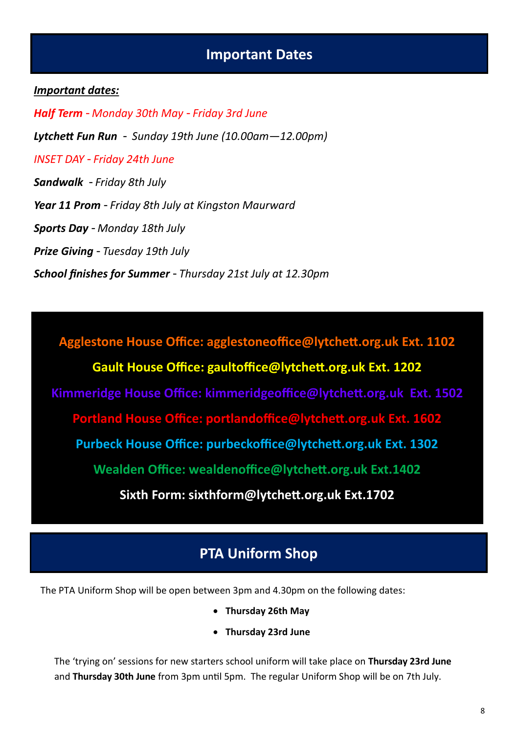## Important Dates

***Important dates:***

***Half Term** - Monday 30th May - Friday 3rd June*

***Lytchett Fun Run** - Sunday 19th June (10.00am—12.00pm)*

*INSET DAY - Friday 24th June*

***Sandwalk** - Friday 8th July*

***Year 11 Prom** - Friday 8th July at Kingston Maurward*

***Sports Day** - Monday 18th July*

***Prize Giving** - Tuesday 19th July*

***School finishes for Summer** - Thursday 21st July at 12.30pm*

**Agglestone House Office: agglestoneoffice@lytchett.org.uk Ext. 1102**

**Gault House Office: gaultoffice@lytchett.org.uk Ext. 1202**

**Kimmeridge House Office: kimmeridgeoffice@lytchett.org.uk Ext. 1502**

**Portland House Office: portlandoffice@lytchett.org.uk Ext. 1602**

**Purbeck House Office: purbeckoffice@lytchett.org.uk Ext. 1302**

**Wealden Office: wealdenoffice@lytchett.org.uk Ext.1402**

**Sixth Form: sixthform@lytchett.org.uk Ext.1702**

## PTA Uniform Shop

The PTA Uniform Shop will be open between 3pm and 4.30pm on the following dates:

- **Thursday 26th May**
- **Thursday 23rd June**

The 'trying on' sessions for new starters school uniform will take place on **Thursday 23rd June** and **Thursday 30th June** from 3pm until 5pm. The regular Uniform Shop will be on 7th July.